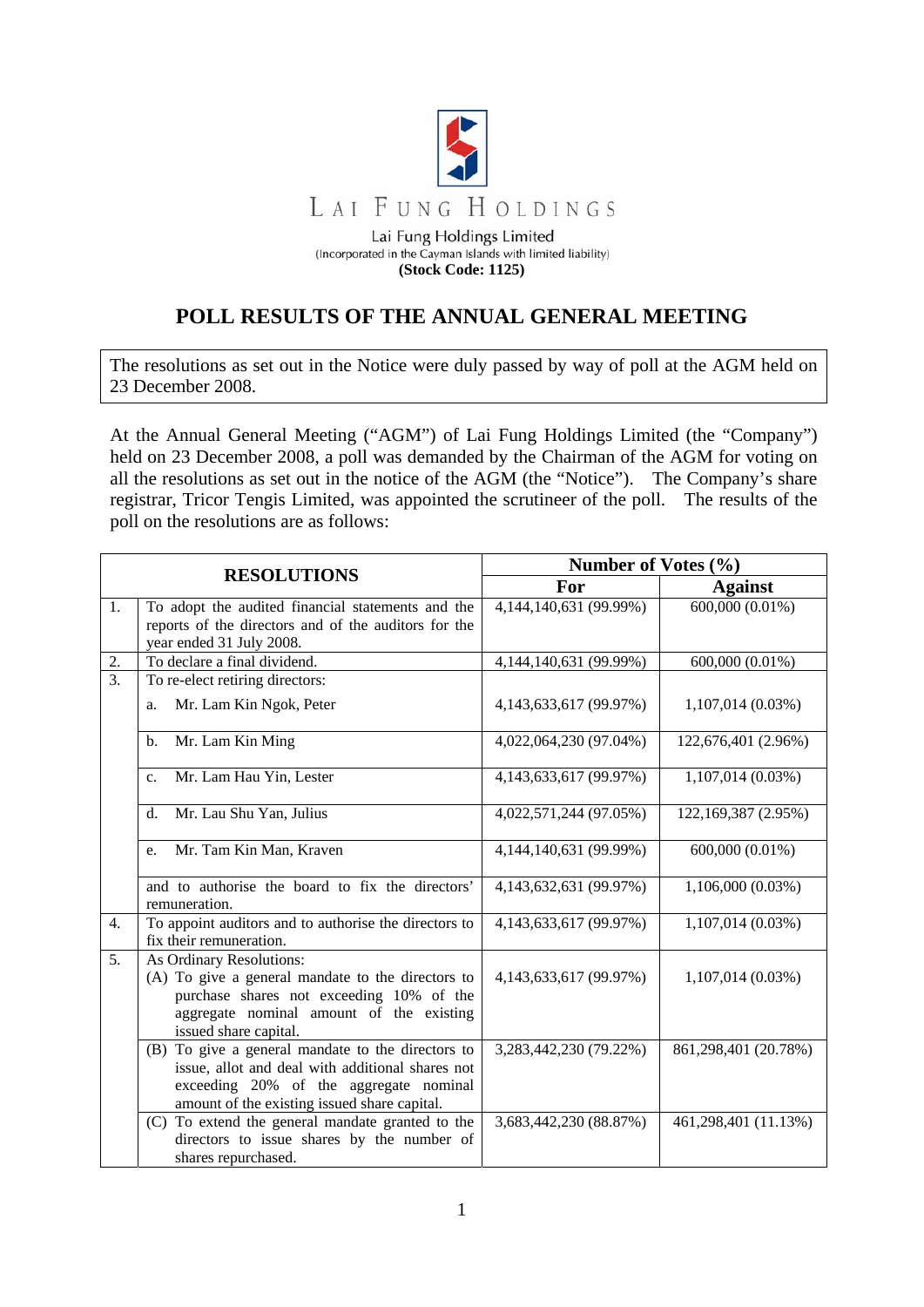LAI FUNG HOLDINGS

Lai Fung Holdings Limited
(Incorporated in the Cayman Islands with limited liability)
**(Stock Code: 1125)**

# POLL RESULTS OF THE ANNUAL GENERAL MEETING

The resolutions as set out in the Notice were duly passed by way of poll at the AGM held on 23 December 2008.

At the Annual General Meeting ("AGM") of Lai Fung Holdings Limited (the "Company") held on 23 December 2008, a poll was demanded by the Chairman of the AGM for voting on all the resolutions as set out in the notice of the AGM (the "Notice"). The Company's share registrar, Tricor Tengis Limited, was appointed the scrutineer of the poll. The results of the poll on the resolutions are as follows:

| RESOLUTIONS | | Number of Votes (%) | |
|---|---|---|---|
| | | **For** | **Against** |
| 1. | To adopt the audited financial statements and the reports of the directors and of the auditors for the year ended 31 July 2008. | 4,144,140,631 (99.99%) | 600,000 (0.01%) |
| 2. | To declare a final dividend. | 4,144,140,631 (99.99%) | 600,000 (0.01%) |
| 3. | To re-elect retiring directors: | | |
| | a. Mr. Lam Kin Ngok, Peter | 4,143,633,617 (99.97%) | 1,107,014 (0.03%) |
| | b. Mr. Lam Kin Ming | 4,022,064,230 (97.04%) | 122,676,401 (2.96%) |
| | c. Mr. Lam Hau Yin, Lester | 4,143,633,617 (99.97%) | 1,107,014 (0.03%) |
| | d. Mr. Lau Shu Yan, Julius | 4,022,571,244 (97.05%) | 122,169,387 (2.95%) |
| | e. Mr. Tam Kin Man, Kraven | 4,144,140,631 (99.99%) | 600,000 (0.01%) |
| | and to authorise the board to fix the directors' remuneration. | 4,143,632,631 (99.97%) | 1,106,000 (0.03%) |
| 4. | To appoint auditors and to authorise the directors to fix their remuneration. | 4,143,633,617 (99.97%) | 1,107,014 (0.03%) |
| 5. | As Ordinary Resolutions:<br>(A) To give a general mandate to the directors to purchase shares not exceeding 10% of the aggregate nominal amount of the existing issued share capital. | 4,143,633,617 (99.97%) | 1,107,014 (0.03%) |
| | (B) To give a general mandate to the directors to issue, allot and deal with additional shares not exceeding 20% of the aggregate nominal amount of the existing issued share capital. | 3,283,442,230 (79.22%) | 861,298,401 (20.78%) |
| | (C) To extend the general mandate granted to the directors to issue shares by the number of shares repurchased. | 3,683,442,230 (88.87%) | 461,298,401 (11.13%) |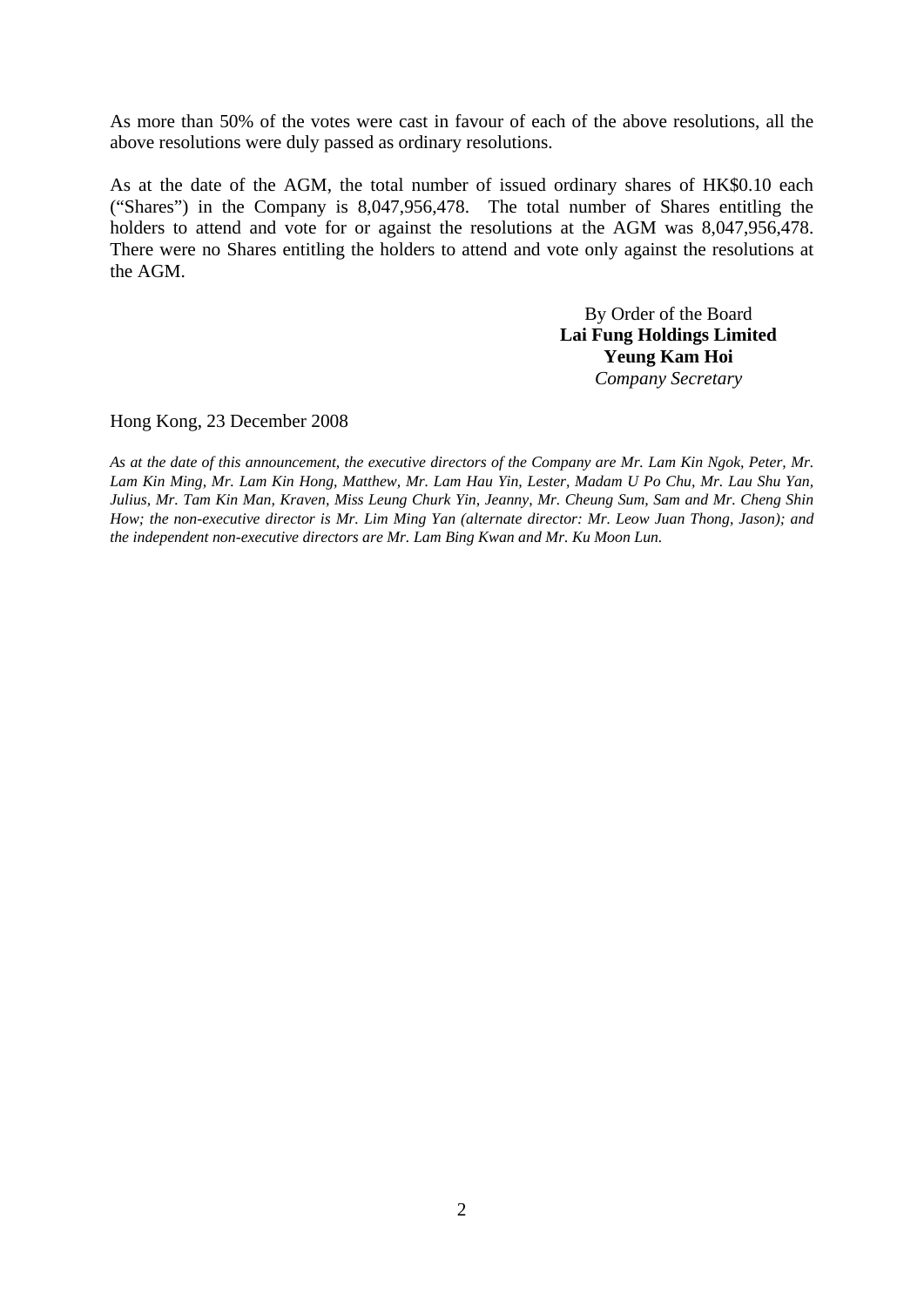As more than 50% of the votes were cast in favour of each of the above resolutions, all the above resolutions were duly passed as ordinary resolutions.

As at the date of the AGM, the total number of issued ordinary shares of HK$0.10 each ("Shares") in the Company is 8,047,956,478. The total number of Shares entitling the holders to attend and vote for or against the resolutions at the AGM was 8,047,956,478. There were no Shares entitling the holders to attend and vote only against the resolutions at the AGM.

By Order of the Board
**Lai Fung Holdings Limited**
**Yeung Kam Hoi**
*Company Secretary*

Hong Kong, 23 December 2008

*As at the date of this announcement, the executive directors of the Company are Mr. Lam Kin Ngok, Peter, Mr. Lam Kin Ming, Mr. Lam Kin Hong, Matthew, Mr. Lam Hau Yin, Lester, Madam U Po Chu, Mr. Lau Shu Yan, Julius, Mr. Tam Kin Man, Kraven, Miss Leung Churk Yin, Jeanny, Mr. Cheung Sum, Sam and Mr. Cheng Shin How; the non-executive director is Mr. Lim Ming Yan (alternate director: Mr. Leow Juan Thong, Jason); and the independent non-executive directors are Mr. Lam Bing Kwan and Mr. Ku Moon Lun.*